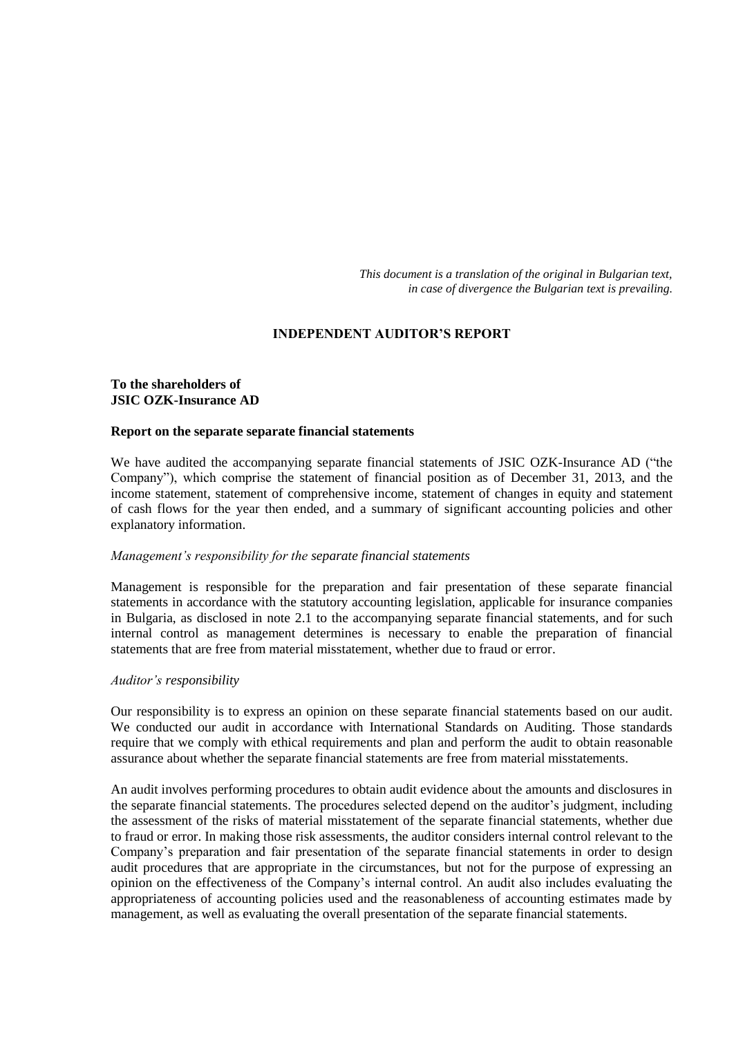*This document is a translation of the original in Bulgarian text, in case of divergence the Bulgarian text is prevailing.*

# INDEPENDENT AUDITOR'S REPORT

**To the shareholders of**
**JSIC OZK-Insurance AD**

## Report on the separate separate financial statements

We have audited the accompanying separate financial statements of JSIC OZK-Insurance AD ("the Company"), which comprise the statement of financial position as of December 31, 2013, and the income statement, statement of comprehensive income, statement of changes in equity and statement of cash flows for the year then ended, and a summary of significant accounting policies and other explanatory information.

*Management's responsibility for the separate financial statements*

Management is responsible for the preparation and fair presentation of these separate financial statements in accordance with the statutory accounting legislation, applicable for insurance companies in Bulgaria, as disclosed in note 2.1 to the accompanying separate financial statements, and for such internal control as management determines is necessary to enable the preparation of financial statements that are free from material misstatement, whether due to fraud or error.

*Auditor's responsibility*

Our responsibility is to express an opinion on these separate financial statements based on our audit. We conducted our audit in accordance with International Standards on Auditing. Those standards require that we comply with ethical requirements and plan and perform the audit to obtain reasonable assurance about whether the separate financial statements are free from material misstatements.

An audit involves performing procedures to obtain audit evidence about the amounts and disclosures in the separate financial statements. The procedures selected depend on the auditor's judgment, including the assessment of the risks of material misstatement of the separate financial statements, whether due to fraud or error. In making those risk assessments, the auditor considers internal control relevant to the Company's preparation and fair presentation of the separate financial statements in order to design audit procedures that are appropriate in the circumstances, but not for the purpose of expressing an opinion on the effectiveness of the Company's internal control. An audit also includes evaluating the appropriateness of accounting policies used and the reasonableness of accounting estimates made by management, as well as evaluating the overall presentation of the separate financial statements.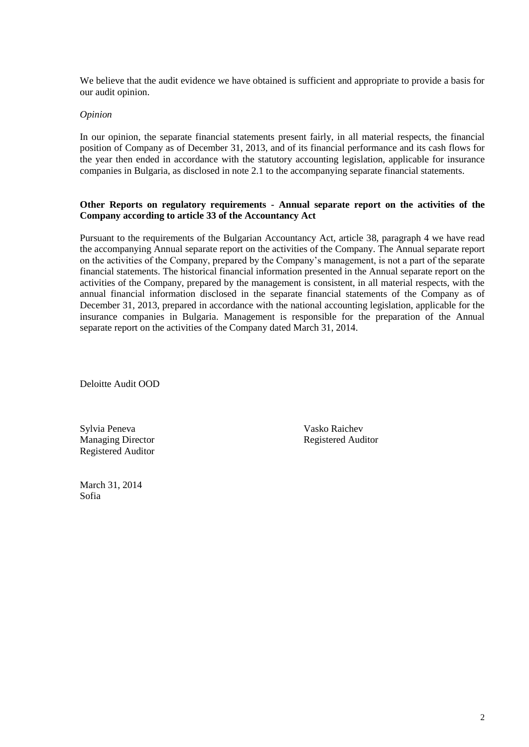We believe that the audit evidence we have obtained is sufficient and appropriate to provide a basis for our audit opinion.

*Opinion*

In our opinion, the separate financial statements present fairly, in all material respects, the financial position of Company as of December 31, 2013, and of its financial performance and its cash flows for the year then ended in accordance with the statutory accounting legislation, applicable for insurance companies in Bulgaria, as disclosed in note 2.1 to the accompanying separate financial statements.

**Other Reports on regulatory requirements - Annual separate report on the activities of the Company according to article 33 of the Accountancy Act**

Pursuant to the requirements of the Bulgarian Accountancy Act, article 38, paragraph 4 we have read the accompanying Annual separate report on the activities of the Company. The Annual separate report on the activities of the Company, prepared by the Company's management, is not a part of the separate financial statements. The historical financial information presented in the Annual separate report on the activities of the Company, prepared by the management is consistent, in all material respects, with the annual financial information disclosed in the separate financial statements of the Company as of December 31, 2013, prepared in accordance with the national accounting legislation, applicable for the insurance companies in Bulgaria. Management is responsible for the preparation of the Annual separate report on the activities of the Company dated March 31, 2014.

Deloitte Audit OOD

Sylvia Peneva
Managing Director
Registered Auditor

Vasko Raichev
Registered Auditor

March 31, 2014
Sofia